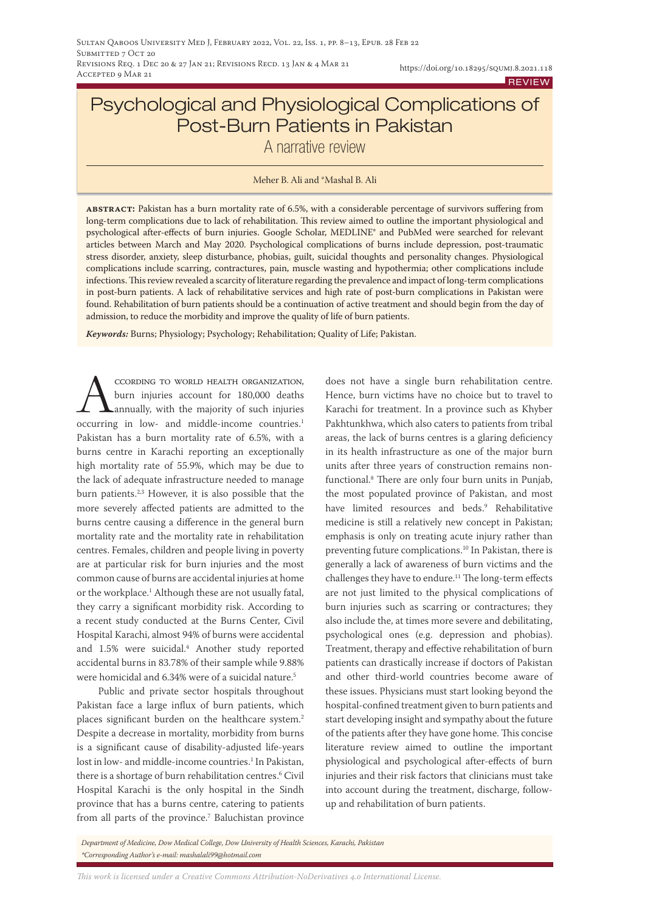Submitted 7 Oct 20
Revisions Req. 1 Dec 20 & 27 Jan 21; Revisions Recd. 13 Jan & 4 Mar 21
Accepted 9 Mar 21

https://doi.org/10.18295/squmj.8.2021.118

REVIEW

# Psychological and Physiological Complications of Post-Burn Patients in Pakistan

## A narrative review

Meher B. Ali and *Mashal B. Ali

**abstract:** Pakistan has a burn mortality rate of 6.5%, with a considerable percentage of survivors suffering from long-term complications due to lack of rehabilitation. This review aimed to outline the important physiological and psychological after-effects of burn injuries. Google Scholar, MEDLINE® and PubMed were searched for relevant articles between March and May 2020. Psychological complications of burns include depression, post-traumatic stress disorder, anxiety, sleep disturbance, phobias, guilt, suicidal thoughts and personality changes. Physiological complications include scarring, contractures, pain, muscle wasting and hypothermia; other complications include infections. This review revealed a scarcity of literature regarding the prevalence and impact of long-term complications in post-burn patients. A lack of rehabilitative services and high rate of post-burn complications in Pakistan were found. Rehabilitation of burn patients should be a continuation of active treatment and should begin from the day of admission, to reduce the morbidity and improve the quality of life of burn patients.

***Keywords:*** Burns; Physiology; Psychology; Rehabilitation; Quality of Life; Pakistan.

According to World Health Organization, burn injuries account for 180,000 deaths annually, with the majority of such injuries occurring in low- and middle-income countries.[1] Pakistan has a burn mortality rate of 6.5%, with a burns centre in Karachi reporting an exceptionally high mortality rate of 55.9%, which may be due to the lack of adequate infrastructure needed to manage burn patients.[2,3] However, it is also possible that the more severely affected patients are admitted to the burns centre causing a difference in the general burn mortality rate and the mortality rate in rehabilitation centres. Females, children and people living in poverty are at particular risk for burn injuries and the most common cause of burns are accidental injuries at home or the workplace.[1] Although these are not usually fatal, they carry a significant morbidity risk. According to a recent study conducted at the Burns Center, Civil Hospital Karachi, almost 94% of burns were accidental and 1.5% were suicidal.[4] Another study reported accidental burns in 83.78% of their sample while 9.88% were homicidal and 6.34% were of a suicidal nature.[5]

Public and private sector hospitals throughout Pakistan face a large influx of burn patients, which places significant burden on the healthcare system.[2] Despite a decrease in mortality, morbidity from burns is a significant cause of disability-adjusted life-years lost in low- and middle-income countries.[1] In Pakistan, there is a shortage of burn rehabilitation centres.[6] Civil Hospital Karachi is the only hospital in the Sindh province that has a burns centre, catering to patients from all parts of the province.[7] Baluchistan province does not have a single burn rehabilitation centre. Hence, burn victims have no choice but to travel to Karachi for treatment. In a province such as Khyber Pakhtunkhwa, which also caters to patients from tribal areas, the lack of burns centres is a glaring deficiency in its health infrastructure as one of the major burn units after three years of construction remains non-functional.[8] There are only four burn units in Punjab, the most populated province of Pakistan, and most have limited resources and beds.[9] Rehabilitative medicine is still a relatively new concept in Pakistan; emphasis is only on treating acute injury rather than preventing future complications.[10] In Pakistan, there is generally a lack of awareness of burn victims and the challenges they have to endure.[11] The long-term effects are not just limited to the physical complications of burn injuries such as scarring or contractures; they also include the, at times more severe and debilitating, psychological ones (e.g. depression and phobias). Treatment, therapy and effective rehabilitation of burn patients can drastically increase if doctors of Pakistan and other third-world countries become aware of these issues. Physicians must start looking beyond the hospital-confined treatment given to burn patients and start developing insight and sympathy about the future of the patients after they have gone home. This concise literature review aimed to outline the important physiological and psychological after-effects of burn injuries and their risk factors that clinicians must take into account during the treatment, discharge, follow-up and rehabilitation of burn patients.

*Department of Medicine, Dow Medical College, Dow University of Health Sciences, Karachi, Pakistan*
*\*Corresponding Author's e-mail: mashalali99@hotmail.com*

*This work is licensed under a Creative Commons Attribution-NoDerivatives 4.0 International License.*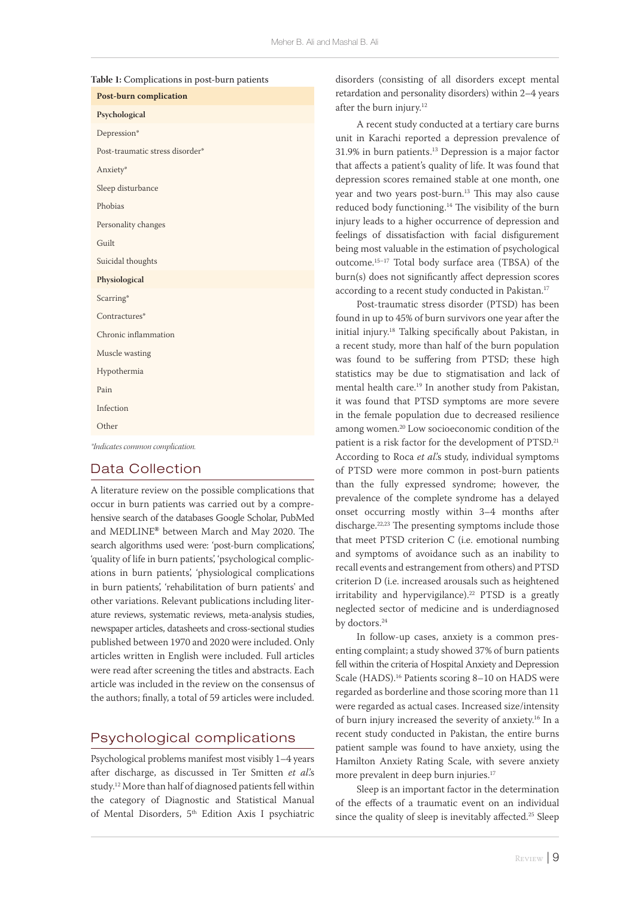**Table 1:** Complications in post-burn patients

| Post-burn complication |
| --- |
| **Psychological** |
| Depression* |
| Post-traumatic stress disorder* |
| Anxiety* |
| Sleep disturbance |
| Phobias |
| Personality changes |
| Guilt |
| Suicidal thoughts |
| **Physiological** |
| Scarring* |
| Contractures* |
| Chronic inflammation |
| Muscle wasting |
| Hypothermia |
| Pain |
| Infection |
| Other |

*\*Indicates common complication.*

## Data Collection

A literature review on the possible complications that occur in burn patients was carried out by a comprehensive search of the databases Google Scholar, PubMed and MEDLINE® between March and May 2020. The search algorithms used were: 'post-burn complications', 'quality of life in burn patients', 'psychological complications in burn patients', 'physiological complications in burn patients', 'rehabilitation of burn patients' and other variations. Relevant publications including literature reviews, systematic reviews, meta-analysis studies, newspaper articles, datasheets and cross-sectional studies published between 1970 and 2020 were included. Only articles written in English were included. Full articles were read after screening the titles and abstracts. Each article was included in the review on the consensus of the authors; finally, a total of 59 articles were included.

## Psychological complications

Psychological problems manifest most visibly 1–4 years after discharge, as discussed in Ter Smitten *et al.*'s study.[12] More than half of diagnosed patients fell within the category of Diagnostic and Statistical Manual of Mental Disorders, 5th Edition Axis I psychiatric disorders (consisting of all disorders except mental retardation and personality disorders) within 2–4 years after the burn injury.[12]

A recent study conducted at a tertiary care burns unit in Karachi reported a depression prevalence of 31.9% in burn patients.[13] Depression is a major factor that affects a patient's quality of life. It was found that depression scores remained stable at one month, one year and two years post-burn.[13] This may also cause reduced body functioning.[14] The visibility of the burn injury leads to a higher occurrence of depression and feelings of dissatisfaction with facial disfigurement being most valuable in the estimation of psychological outcome.[15–17] Total body surface area (TBSA) of the burn(s) does not significantly affect depression scores according to a recent study conducted in Pakistan.[17]

Post-traumatic stress disorder (PTSD) has been found in up to 45% of burn survivors one year after the initial injury.[18] Talking specifically about Pakistan, in a recent study, more than half of the burn population was found to be suffering from PTSD; these high statistics may be due to stigmatisation and lack of mental health care.[19] In another study from Pakistan, it was found that PTSD symptoms are more severe in the female population due to decreased resilience among women.[20] Low socioeconomic condition of the patient is a risk factor for the development of PTSD.[21] According to Roca *et al.*'s study, individual symptoms of PTSD were more common in post-burn patients than the fully expressed syndrome; however, the prevalence of the complete syndrome has a delayed onset occurring mostly within 3–4 months after discharge.[22,23] The presenting symptoms include those that meet PTSD criterion C (i.e. emotional numbing and symptoms of avoidance such as an inability to recall events and estrangement from others) and PTSD criterion D (i.e. increased arousals such as heightened irritability and hypervigilance).[22] PTSD is a greatly neglected sector of medicine and is underdiagnosed by doctors.[24]

In follow-up cases, anxiety is a common presenting complaint; a study showed 37% of burn patients fell within the criteria of Hospital Anxiety and Depression Scale (HADS).[16] Patients scoring 8–10 on HADS were regarded as borderline and those scoring more than 11 were regarded as actual cases. Increased size/intensity of burn injury increased the severity of anxiety.[16] In a recent study conducted in Pakistan, the entire burns patient sample was found to have anxiety, using the Hamilton Anxiety Rating Scale, with severe anxiety more prevalent in deep burn injuries.[17]

Sleep is an important factor in the determination of the effects of a traumatic event on an individual since the quality of sleep is inevitably affected.[25] Sleep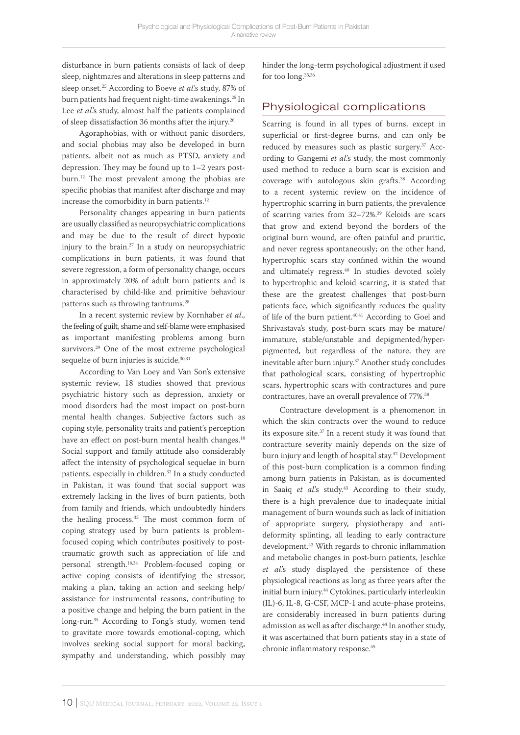disturbance in burn patients consists of lack of deep sleep, nightmares and alterations in sleep patterns and sleep onset.[25] According to Boeve *et al.*'s study, 87% of burn patients had frequent night-time awakenings.[25] In Lee *et al.*'s study, almost half the patients complained of sleep dissatisfaction 36 months after the injury.[26]

Agoraphobias, with or without panic disorders, and social phobias may also be developed in burn patients, albeit not as much as PTSD, anxiety and depression. They may be found up to 1–2 years post-burn.[12] The most prevalent among the phobias are specific phobias that manifest after discharge and may increase the comorbidity in burn patients.[12]

Personality changes appearing in burn patients are usually classified as neuropsychiatric complications and may be due to the result of direct hypoxic injury to the brain.[27] In a study on neuropsychiatric complications in burn patients, it was found that severe regression, a form of personality change, occurs in approximately 20% of adult burn patients and is characterised by child-like and primitive behaviour patterns such as throwing tantrums.[28]

In a recent systemic review by Kornhaber *et al*., the feeling of guilt, shame and self-blame were emphasised as important manifesting problems among burn survivors.[29] One of the most extreme psychological sequelae of burn injuries is suicide.[30,31]

According to Van Loey and Van Son's extensive systemic review, 18 studies showed that previous psychiatric history such as depression, anxiety or mood disorders had the most impact on post-burn mental health changes. Subjective factors such as coping style, personality traits and patient's perception have an effect on post-burn mental health changes.[18] Social support and family attitude also considerably affect the intensity of psychological sequelae in burn patients, especially in children.[32] In a study conducted in Pakistan, it was found that social support was extremely lacking in the lives of burn patients, both from family and friends, which undoubtedly hinders the healing process.[33] The most common form of coping strategy used by burn patients is problem-focused coping which contributes positively to post-traumatic growth such as appreciation of life and personal strength.[18,34] Problem-focused coping or active coping consists of identifying the stressor, making a plan, taking an action and seeking help/assistance for instrumental reasons, contributing to a positive change and helping the burn patient in the long-run.[35] According to Fong's study, women tend to gravitate more towards emotional-coping, which involves seeking social support for moral backing, sympathy and understanding, which possibly may hinder the long-term psychological adjustment if used for too long.[35,36]

## Physiological complications

Scarring is found in all types of burns, except in superficial or first-degree burns, and can only be reduced by measures such as plastic surgery.[37] According to Gangemi *et al.*'s study, the most commonly used method to reduce a burn scar is excision and coverage with autologous skin grafts.[38] According to a recent systemic review on the incidence of hypertrophic scarring in burn patients, the prevalence of scarring varies from 32–72%.[39] Keloids are scars that grow and extend beyond the borders of the original burn wound, are often painful and pruritic, and never regress spontaneously; on the other hand, hypertrophic scars stay confined within the wound and ultimately regress.[40] In studies devoted solely to hypertrophic and keloid scarring, it is stated that these are the greatest challenges that post-burn patients face, which significantly reduces the quality of life of the burn patient.[40,41] According to Goel and Shrivastava's study, post-burn scars may be mature/immature, stable/unstable and depigmented/hyper-pigmented, but regardless of the nature, they are inevitable after burn injury.[37] Another study concludes that pathological scars, consisting of hypertrophic scars, hypertrophic scars with contractures and pure contractures, have an overall prevalence of 77%.[38]

Contracture development is a phenomenon in which the skin contracts over the wound to reduce its exposure site.[37] In a recent study it was found that contracture severity mainly depends on the size of burn injury and length of hospital stay.[42] Development of this post-burn complication is a common finding among burn patients in Pakistan, as is documented in Saaiq *et al.*'s study.[43] According to their study, there is a high prevalence due to inadequate initial management of burn wounds such as lack of initiation of appropriate surgery, physiotherapy and anti-deformity splinting, all leading to early contracture development.[43] With regards to chronic inflammation and metabolic changes in post-burn patients, Jeschke *et al.*'s study displayed the persistence of these physiological reactions as long as three years after the initial burn injury.[44] Cytokines, particularly interleukin (IL)-6, IL-8, G-CSF, MCP-1 and acute-phase proteins, are considerably increased in burn patients during admission as well as after discharge.[44] In another study, it was ascertained that burn patients stay in a state of chronic inflammatory response.[45]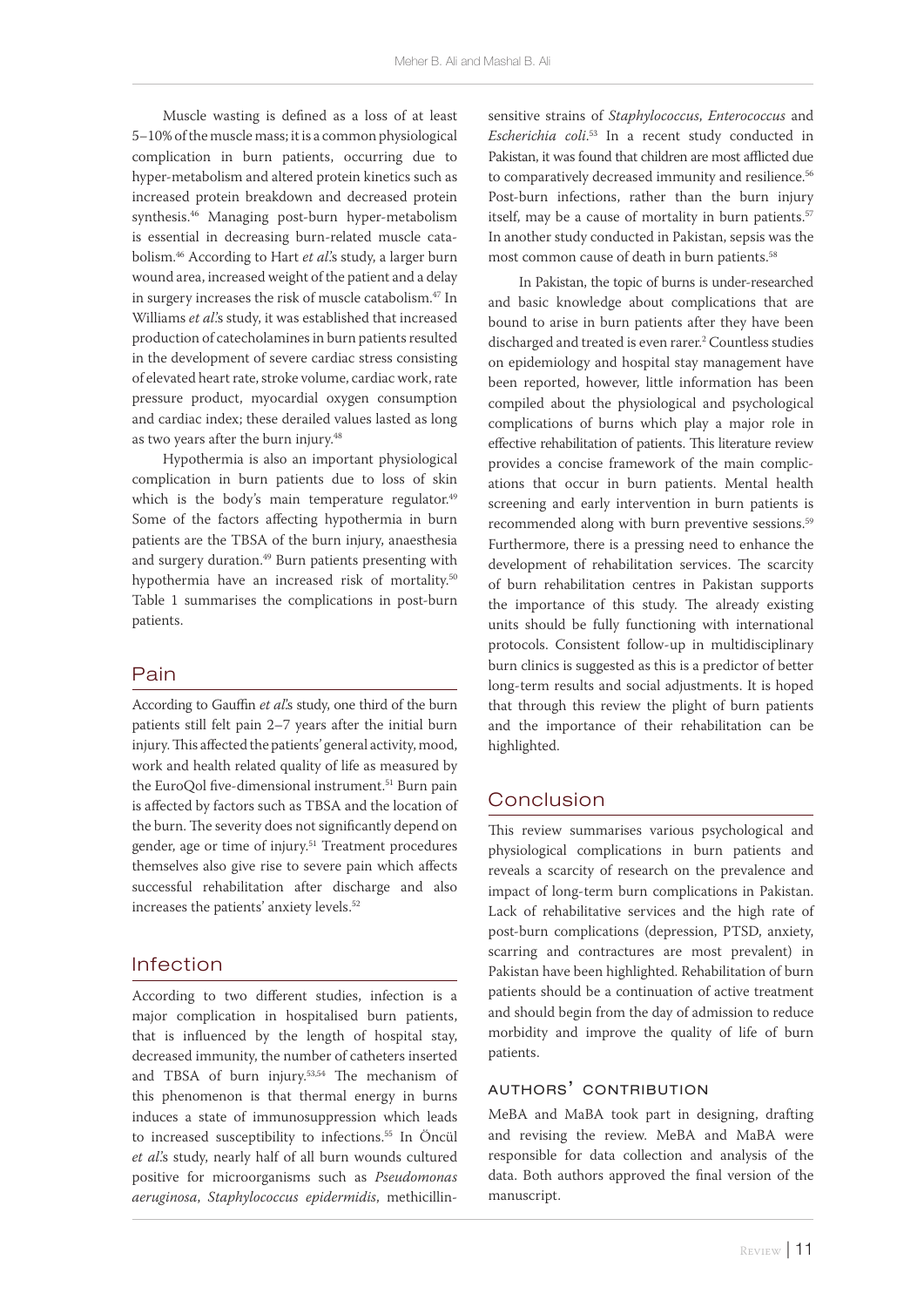Muscle wasting is defined as a loss of at least 5–10% of the muscle mass; it is a common physiological complication in burn patients, occurring due to hyper-metabolism and altered protein kinetics such as increased protein breakdown and decreased protein synthesis.[46] Managing post-burn hyper-metabolism is essential in decreasing burn-related muscle catabolism.[46] According to Hart *et al*.'s study, a larger burn wound area, increased weight of the patient and a delay in surgery increases the risk of muscle catabolism.[47] In Williams *et al*.'s study, it was established that increased production of catecholamines in burn patients resulted in the development of severe cardiac stress consisting of elevated heart rate, stroke volume, cardiac work, rate pressure product, myocardial oxygen consumption and cardiac index; these derailed values lasted as long as two years after the burn injury.[48]

Hypothermia is also an important physiological complication in burn patients due to loss of skin which is the body's main temperature regulator.[49] Some of the factors affecting hypothermia in burn patients are the TBSA of the burn injury, anaesthesia and surgery duration.[49] Burn patients presenting with hypothermia have an increased risk of mortality.[50] Table 1 summarises the complications in post-burn patients.

## Pain

According to Gauffin *et al*.'s study, one third of the burn patients still felt pain 2–7 years after the initial burn injury. This affected the patients' general activity, mood, work and health related quality of life as measured by the EuroQol five-dimensional instrument.[51] Burn pain is affected by factors such as TBSA and the location of the burn. The severity does not significantly depend on gender, age or time of injury.[51] Treatment procedures themselves also give rise to severe pain which affects successful rehabilitation after discharge and also increases the patients' anxiety levels.[52]

## Infection

According to two different studies, infection is a major complication in hospitalised burn patients, that is influenced by the length of hospital stay, decreased immunity, the number of catheters inserted and TBSA of burn injury.[53,54] The mechanism of this phenomenon is that thermal energy in burns induces a state of immunosuppression which leads to increased susceptibility to infections.[55] In Öncül *et al*.'s study, nearly half of all burn wounds cultured positive for microorganisms such as *Pseudomonas aeruginosa*, *Staphylococcus epidermidis*, methicillin-sensitive strains of *Staphylococcus*, *Enterococcus* and *Escherichia coli*.[53] In a recent study conducted in Pakistan, it was found that children are most afflicted due to comparatively decreased immunity and resilience.[56] Post-burn infections, rather than the burn injury itself, may be a cause of mortality in burn patients.[57] In another study conducted in Pakistan, sepsis was the most common cause of death in burn patients.[58]

In Pakistan, the topic of burns is under-researched and basic knowledge about complications that are bound to arise in burn patients after they have been discharged and treated is even rarer.[2] Countless studies on epidemiology and hospital stay management have been reported, however, little information has been compiled about the physiological and psychological complications of burns which play a major role in effective rehabilitation of patients. This literature review provides a concise framework of the main complications that occur in burn patients. Mental health screening and early intervention in burn patients is recommended along with burn preventive sessions.[59] Furthermore, there is a pressing need to enhance the development of rehabilitation services. The scarcity of burn rehabilitation centres in Pakistan supports the importance of this study. The already existing units should be fully functioning with international protocols. Consistent follow-up in multidisciplinary burn clinics is suggested as this is a predictor of better long-term results and social adjustments. It is hoped that through this review the plight of burn patients and the importance of their rehabilitation can be highlighted.

## Conclusion

This review summarises various psychological and physiological complications in burn patients and reveals a scarcity of research on the prevalence and impact of long-term burn complications in Pakistan. Lack of rehabilitative services and the high rate of post-burn complications (depression, PTSD, anxiety, scarring and contractures are most prevalent) in Pakistan have been highlighted. Rehabilitation of burn patients should be a continuation of active treatment and should begin from the day of admission to reduce morbidity and improve the quality of life of burn patients.

### Authors' Contribution

MeBA and MaBA took part in designing, drafting and revising the review. MeBA and MaBA were responsible for data collection and analysis of the data. Both authors approved the final version of the manuscript.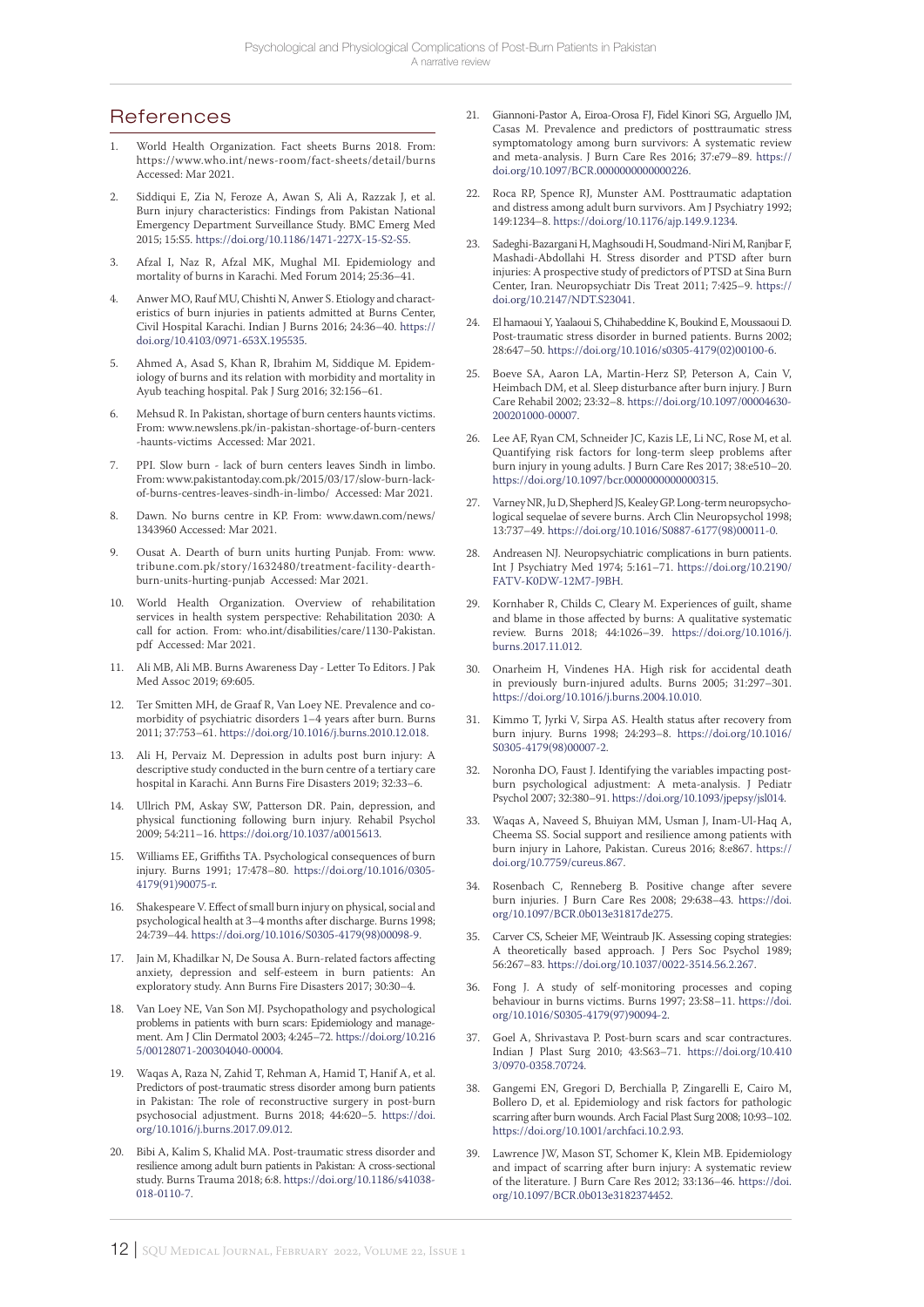## References

1. World Health Organization. Fact sheets Burns 2018. From: https://www.who.int/news-room/fact-sheets/detail/burns Accessed: Mar 2021.
2. Siddiqui E, Zia N, Feroze A, Awan S, Ali A, Razzak J, et al. Burn injury characteristics: Findings from Pakistan National Emergency Department Surveillance Study. BMC Emerg Med 2015; 15:S5. https://doi.org/10.1186/1471-227X-15-S2-S5.
3. Afzal I, Naz R, Afzal MK, Mughal MI. Epidemiology and mortality of burns in Karachi. Med Forum 2014; 25:36–41.
4. Anwer MO, Rauf MU, Chishti N, Anwer S. Etiology and characteristics of burn injuries in patients admitted at Burns Center, Civil Hospital Karachi. Indian J Burns 2016; 24:36–40. https://doi.org/10.4103/0971-653X.195535.
5. Ahmed A, Asad S, Khan R, Ibrahim M, Siddique M. Epidemiology of burns and its relation with morbidity and mortality in Ayub teaching hospital. Pak J Surg 2016; 32:156–61.
6. Mehsud R. In Pakistan, shortage of burn centers haunts victims. From: www.newslens.pk/in-pakistan-shortage-of-burn-centers-haunts-victims Accessed: Mar 2021.
7. PPI. Slow burn - lack of burn centers leaves Sindh in limbo. From: www.pakistantoday.com.pk/2015/03/17/slow-burn-lack-of-burns-centres-leaves-sindh-in-limbo/ Accessed: Mar 2021.
8. Dawn. No burns centre in KP. From: www.dawn.com/news/1343960 Accessed: Mar 2021.
9. Ousat A. Dearth of burn units hurting Punjab. From: www.tribune.com.pk/story/1632480/treatment-facility-dearth-burn-units-hurting-punjab Accessed: Mar 2021.
10. World Health Organization. Overview of rehabilitation services in health system perspective: Rehabilitation 2030: A call for action. From: who.int/disabilities/care/1130-Pakistan.pdf Accessed: Mar 2021.
11. Ali MB, Ali MB. Burns Awareness Day - Letter To Editors. J Pak Med Assoc 2019; 69:605.
12. Ter Smitten MH, de Graaf R, Van Loey NE. Prevalence and co-morbidity of psychiatric disorders 1–4 years after burn. Burns 2011; 37:753–61. https://doi.org/10.1016/j.burns.2010.12.018.
13. Ali H, Pervaiz M. Depression in adults post burn injury: A descriptive study conducted in the burn centre of a tertiary care hospital in Karachi. Ann Burns Fire Disasters 2019; 32:33–6.
14. Ullrich PM, Askay SW, Patterson DR. Pain, depression, and physical functioning following burn injury. Rehabil Psychol 2009; 54:211–16. https://doi.org/10.1037/a0015613.
15. Williams EE, Griffiths TA. Psychological consequences of burn injury. Burns 1991; 17:478–80. https://doi.org/10.1016/0305-4179(91)90075-r.
16. Shakespeare V. Effect of small burn injury on physical, social and psychological health at 3–4 months after discharge. Burns 1998; 24:739–44. https://doi.org/10.1016/S0305-4179(98)00098-9.
17. Jain M, Khadilkar N, De Sousa A. Burn-related factors affecting anxiety, depression and self-esteem in burn patients: An exploratory study. Ann Burns Fire Disasters 2017; 30:30–4.
18. Van Loey NE, Van Son MJ. Psychopathology and psychological problems in patients with burn scars: Epidemiology and management. Am J Clin Dermatol 2003; 4:245–72. https://doi.org/10.2165/00128071-200304040-00004.
19. Waqas A, Raza N, Zahid T, Rehman A, Hamid T, Hanif A, et al. Predictors of post-traumatic stress disorder among burn patients in Pakistan: The role of reconstructive surgery in post-burn psychosocial adjustment. Burns 2018; 44:620–5. https://doi.org/10.1016/j.burns.2017.09.012.
20. Bibi A, Kalim S, Khalid MA. Post-traumatic stress disorder and resilience among adult burn patients in Pakistan: A cross-sectional study. Burns Trauma 2018; 6:8. https://doi.org/10.1186/s41038-018-0110-7.
21. Giannoni-Pastor A, Eiroa-Orosa FJ, Fidel Kinori SG, Arguello JM, Casas M. Prevalence and predictors of posttraumatic stress symptomatology among burn survivors: A systematic review and meta-analysis. J Burn Care Res 2016; 37:e79–89. https://doi.org/10.1097/BCR.0000000000000226.
22. Roca RP, Spence RJ, Munster AM. Posttraumatic adaptation and distress among adult burn survivors. Am J Psychiatry 1992; 149:1234–8. https://doi.org/10.1176/ajp.149.9.1234.
23. Sadeghi-Bazargani H, Maghsoudi H, Soudmand-Niri M, Ranjbar F, Mashadi-Abdollahi H. Stress disorder and PTSD after burn injuries: A prospective study of predictors of PTSD at Sina Burn Center, Iran. Neuropsychiatr Dis Treat 2011; 7:425–9. https://doi.org/10.2147/NDT.S23041.
24. El hamaoui Y, Yaalaoui S, Chihabeddine K, Boukind E, Moussaoui D. Post-traumatic stress disorder in burned patients. Burns 2002; 28:647–50. https://doi.org/10.1016/s0305-4179(02)00100-6.
25. Boeve SA, Aaron LA, Martin-Herz SP, Peterson A, Cain V, Heimbach DM, et al. Sleep disturbance after burn injury. J Burn Care Rehabil 2002; 23:32–8. https://doi.org/10.1097/00004630-200201000-00007.
26. Lee AF, Ryan CM, Schneider JC, Kazis LE, Li NC, Rose M, et al. Quantifying risk factors for long-term sleep problems after burn injury in young adults. J Burn Care Res 2017; 38:e510–20. https://doi.org/10.1097/bcr.0000000000000315.
27. Varney NR, Ju D, Shepherd JS, Kealey GP. Long-term neuropsychological sequelae of severe burns. Arch Clin Neuropsychol 1998; 13:737–49. https://doi.org/10.1016/S0887-6177(98)00011-0.
28. Andreasen NJ. Neuropsychiatric complications in burn patients. Int J Psychiatry Med 1974; 5:161–71. https://doi.org/10.2190/FATV-K0DW-12M7-J9BH.
29. Kornhaber R, Childs C, Cleary M. Experiences of guilt, shame and blame in those affected by burns: A qualitative systematic review. Burns 2018; 44:1026–39. https://doi.org/10.1016/j.burns.2017.11.012.
30. Onarheim H, Vindenes HA. High risk for accidental death in previously burn-injured adults. Burns 2005; 31:297–301. https://doi.org/10.1016/j.burns.2004.10.010.
31. Kimmo T, Jyrki V, Sirpa AS. Health status after recovery from burn injury. Burns 1998; 24:293–8. https://doi.org/10.1016/S0305-4179(98)00007-2.
32. Noronha DO, Faust J. Identifying the variables impacting post-burn psychological adjustment: A meta-analysis. J Pediatr Psychol 2007; 32:380–91. https://doi.org/10.1093/jpepsy/jsl014.
33. Waqas A, Naveed S, Bhuiyan MM, Usman J, Inam-Ul-Haq A, Cheema SS. Social support and resilience among patients with burn injury in Lahore, Pakistan. Cureus 2016; 8:e867. https://doi.org/10.7759/cureus.867.
34. Rosenbach C, Renneberg B. Positive change after severe burn injuries. J Burn Care Res 2008; 29:638–43. https://doi.org/10.1097/BCR.0b013e31817de275.
35. Carver CS, Scheier MF, Weintraub JK. Assessing coping strategies: A theoretically based approach. J Pers Soc Psychol 1989; 56:267–83. https://doi.org/10.1037/0022-3514.56.2.267.
36. Fong J. A study of self-monitoring processes and coping behaviour in burns victims. Burns 1997; 23:S8–11. https://doi.org/10.1016/S0305-4179(97)90094-2.
37. Goel A, Shrivastava P. Post-burn scars and scar contractures. Indian J Plast Surg 2010; 43:S63–71. https://doi.org/10.4103/0970-0358.70724.
38. Gangemi EN, Gregori D, Berchialla P, Zingarelli E, Cairo M, Bollero D, et al. Epidemiology and risk factors for pathologic scarring after burn wounds. Arch Facial Plast Surg 2008; 10:93–102. https://doi.org/10.1001/archfaci.10.2.93.
39. Lawrence JW, Mason ST, Schomer K, Klein MB. Epidemiology and impact of scarring after burn injury: A systematic review of the literature. J Burn Care Res 2012; 33:136–46. https://doi.org/10.1097/BCR.0b013e3182374452.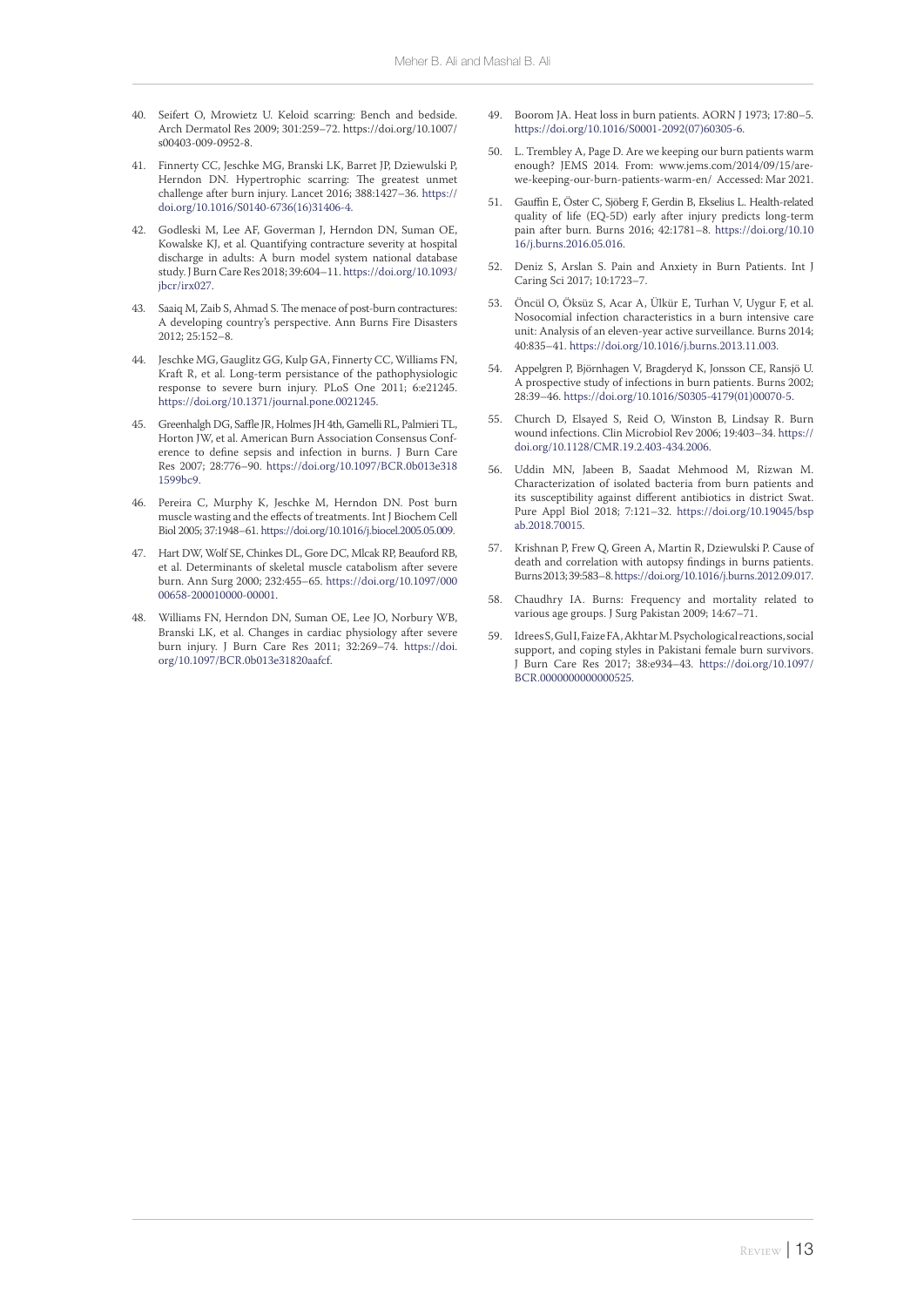40. Seifert O, Mrowietz U. Keloid scarring: Bench and bedside. Arch Dermatol Res 2009; 301:259–72. https://doi.org/10.1007/s00403-009-0952-8.
41. Finnerty CC, Jeschke MG, Branski LK, Barret JP, Dziewulski P, Herndon DN. Hypertrophic scarring: The greatest unmet challenge after burn injury. Lancet 2016; 388:1427–36. https://doi.org/10.1016/S0140-6736(16)31406-4.
42. Godleski M, Lee AF, Goverman J, Herndon DN, Suman OE, Kowalske KJ, et al. Quantifying contracture severity at hospital discharge in adults: A burn model system national database study. J Burn Care Res 2018; 39:604–11. https://doi.org/10.1093/jbcr/irx027.
43. Saaiq M, Zaib S, Ahmad S. The menace of post-burn contractures: A developing country's perspective. Ann Burns Fire Disasters 2012; 25:152–8.
44. Jeschke MG, Gauglitz GG, Kulp GA, Finnerty CC, Williams FN, Kraft R, et al. Long-term persistance of the pathophysiologic response to severe burn injury. PLoS One 2011; 6:e21245. https://doi.org/10.1371/journal.pone.0021245.
45. Greenhalgh DG, Saffle JR, Holmes JH 4th, Gamelli RL, Palmieri TL, Horton JW, et al. American Burn Association Consensus Conference to define sepsis and infection in burns. J Burn Care Res 2007; 28:776–90. https://doi.org/10.1097/BCR.0b013e3181599bc9.
46. Pereira C, Murphy K, Jeschke M, Herndon DN. Post burn muscle wasting and the effects of treatments. Int J Biochem Cell Biol 2005; 37:1948–61. https://doi.org/10.1016/j.biocel.2005.05.009.
47. Hart DW, Wolf SE, Chinkes DL, Gore DC, Mlcak RP, Beauford RB, et al. Determinants of skeletal muscle catabolism after severe burn. Ann Surg 2000; 232:455–65. https://doi.org/10.1097/00000658-200010000-00001.
48. Williams FN, Herndon DN, Suman OE, Lee JO, Norbury WB, Branski LK, et al. Changes in cardiac physiology after severe burn injury. J Burn Care Res 2011; 32:269–74. https://doi.org/10.1097/BCR.0b013e31820aafcf.
49. Boorom JA. Heat loss in burn patients. AORN J 1973; 17:80–5. https://doi.org/10.1016/S0001-2092(07)60305-6.
50. L. Trembley A, Page D. Are we keeping our burn patients warm enough? JEMS 2014. From: www.jems.com/2014/09/15/are-we-keeping-our-burn-patients-warm-en/ Accessed: Mar 2021.
51. Gauffin E, Öster C, Sjöberg F, Gerdin B, Ekselius L. Health-related quality of life (EQ-5D) early after injury predicts long-term pain after burn. Burns 2016; 42:1781–8. https://doi.org/10.1016/j.burns.2016.05.016.
52. Deniz S, Arslan S. Pain and Anxiety in Burn Patients. Int J Caring Sci 2017; 10:1723–7.
53. Öncül O, Öksüz S, Acar A, Ülkür E, Turhan V, Uygur F, et al. Nosocomial infection characteristics in a burn intensive care unit: Analysis of an eleven-year active surveillance. Burns 2014; 40:835–41. https://doi.org/10.1016/j.burns.2013.11.003.
54. Appelgren P, Björnhagen V, Bragderyd K, Jonsson CE, Ransjö U. A prospective study of infections in burn patients. Burns 2002; 28:39–46. https://doi.org/10.1016/S0305-4179(01)00070-5.
55. Church D, Elsayed S, Reid O, Winston B, Lindsay R. Burn wound infections. Clin Microbiol Rev 2006; 19:403–34. https://doi.org/10.1128/CMR.19.2.403-434.2006.
56. Uddin MN, Jabeen B, Saadat Mehmood M, Rizwan M. Characterization of isolated bacteria from burn patients and its susceptibility against different antibiotics in district Swat. Pure Appl Biol 2018; 7:121–32. https://doi.org/10.19045/bspab.2018.70015.
57. Krishnan P, Frew Q, Green A, Martin R, Dziewulski P. Cause of death and correlation with autopsy findings in burns patients. Burns 2013; 39:583–8. https://doi.org/10.1016/j.burns.2012.09.017.
58. Chaudhry IA. Burns: Frequency and mortality related to various age groups. J Surg Pakistan 2009; 14:67–71.
59. Idrees S, Gul I, Faize FA, Akhtar M. Psychological reactions, social support, and coping styles in Pakistani female burn survivors. J Burn Care Res 2017; 38:e934–43. https://doi.org/10.1097/BCR.0000000000000525.